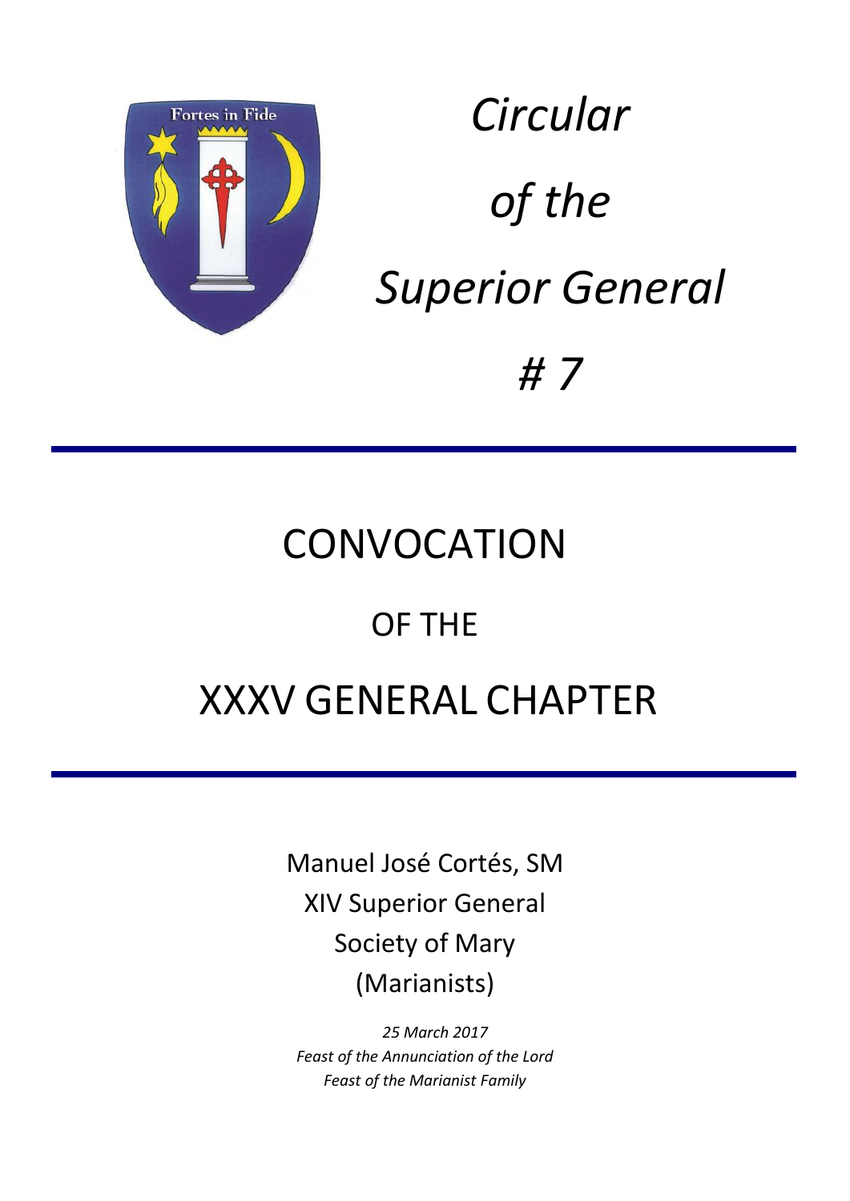Fortes in Fide

*Circular of the Superior General # 7*

# CONVOCATION OF THE XXXV GENERAL CHAPTER

Manuel José Cortés, SM
XIV Superior General
Society of Mary
(Marianists)

*25 March 2017*
*Feast of the Annunciation of the Lord*
*Feast of the Marianist Family*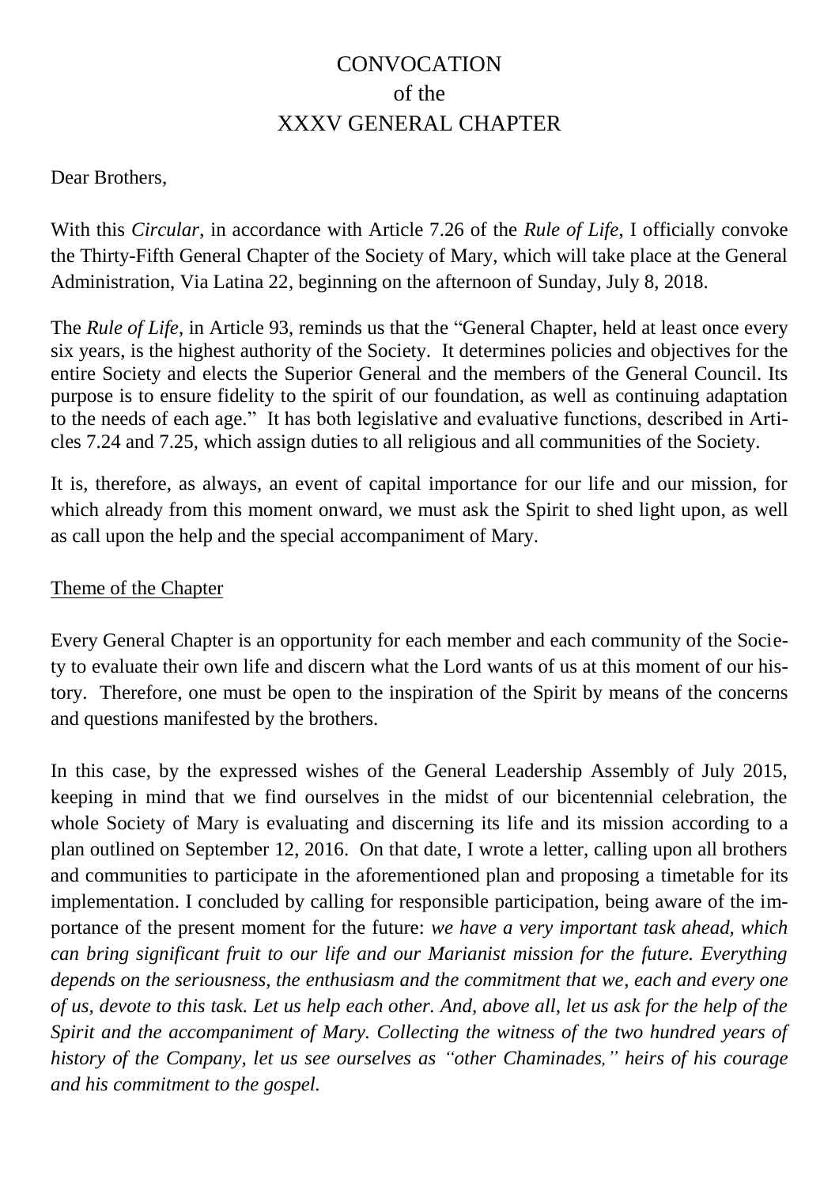# CONVOCATION of the XXXV GENERAL CHAPTER

Dear Brothers,

With this *Circular*, in accordance with Article 7.26 of the *Rule of Life*, I officially convoke the Thirty-Fifth General Chapter of the Society of Mary, which will take place at the General Administration, Via Latina 22, beginning on the afternoon of Sunday, July 8, 2018.

The *Rule of Life*, in Article 93, reminds us that the "General Chapter, held at least once every six years, is the highest authority of the Society. It determines policies and objectives for the entire Society and elects the Superior General and the members of the General Council. Its purpose is to ensure fidelity to the spirit of our foundation, as well as continuing adaptation to the needs of each age." It has both legislative and evaluative functions, described in Articles 7.24 and 7.25, which assign duties to all religious and all communities of the Society.

It is, therefore, as always, an event of capital importance for our life and our mission, for which already from this moment onward, we must ask the Spirit to shed light upon, as well as call upon the help and the special accompaniment of Mary.

## Theme of the Chapter

Every General Chapter is an opportunity for each member and each community of the Society to evaluate their own life and discern what the Lord wants of us at this moment of our history. Therefore, one must be open to the inspiration of the Spirit by means of the concerns and questions manifested by the brothers.

In this case, by the expressed wishes of the General Leadership Assembly of July 2015, keeping in mind that we find ourselves in the midst of our bicentennial celebration, the whole Society of Mary is evaluating and discerning its life and its mission according to a plan outlined on September 12, 2016. On that date, I wrote a letter, calling upon all brothers and communities to participate in the aforementioned plan and proposing a timetable for its implementation. I concluded by calling for responsible participation, being aware of the importance of the present moment for the future: *we have a very important task ahead, which can bring significant fruit to our life and our Marianist mission for the future. Everything depends on the seriousness, the enthusiasm and the commitment that we, each and every one of us, devote to this task. Let us help each other. And, above all, let us ask for the help of the Spirit and the accompaniment of Mary. Collecting the witness of the two hundred years of history of the Company, let us see ourselves as "other Chaminades," heirs of his courage and his commitment to the gospel.*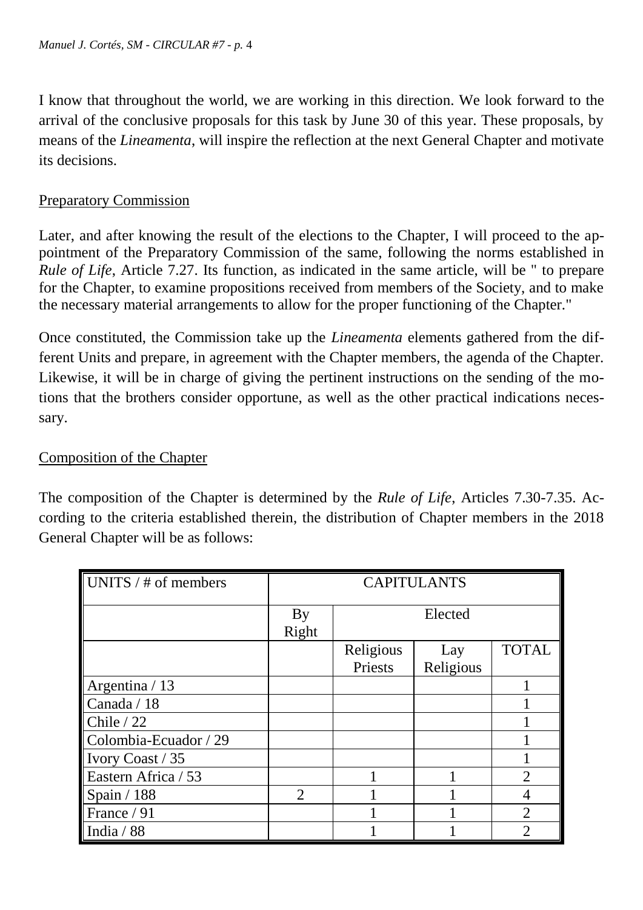I know that throughout the world, we are working in this direction. We look forward to the arrival of the conclusive proposals for this task by June 30 of this year. These proposals, by means of the *Lineamenta*, will inspire the reflection at the next General Chapter and motivate its decisions.

## Preparatory Commission

Later, and after knowing the result of the elections to the Chapter, I will proceed to the appointment of the Preparatory Commission of the same, following the norms established in *Rule of Life*, Article 7.27. Its function, as indicated in the same article, will be " to prepare for the Chapter, to examine propositions received from members of the Society, and to make the necessary material arrangements to allow for the proper functioning of the Chapter."

Once constituted, the Commission take up the *Lineamenta* elements gathered from the different Units and prepare, in agreement with the Chapter members, the agenda of the Chapter. Likewise, it will be in charge of giving the pertinent instructions on the sending of the motions that the brothers consider opportune, as well as the other practical indications necessary.

## Composition of the Chapter

The composition of the Chapter is determined by the *Rule of Life*, Articles 7.30-7.35. According to the criteria established therein, the distribution of Chapter members in the 2018 General Chapter will be as follows:

| UNITS / # of members | CAPITULANTS | | | |
|---|---|---|---|---|
| | By Right | Elected | | |
| | | Religious Priests | Lay Religious | TOTAL |
| Argentina / 13 | | | | 1 |
| Canada / 18 | | | | 1 |
| Chile / 22 | | | | 1 |
| Colombia-Ecuador / 29 | | | | 1 |
| Ivory Coast / 35 | | | | 1 |
| Eastern Africa / 53 | | 1 | 1 | 2 |
| Spain / 188 | 2 | 1 | 1 | 4 |
| France / 91 | | 1 | 1 | 2 |
| India / 88 | | 1 | 1 | 2 |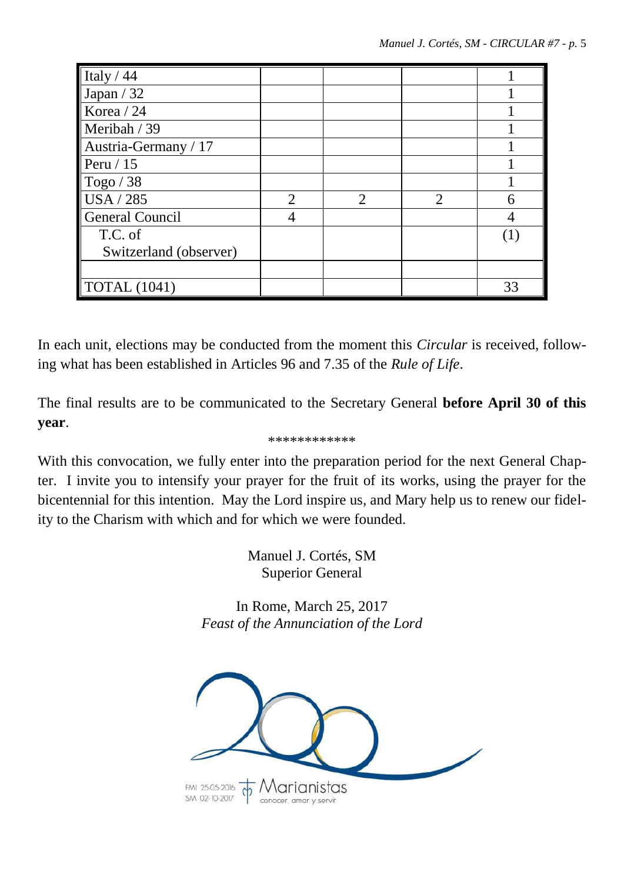| | | | | |
|---|---|---|---|---|
| Italy / 44 | | | | 1 |
| Japan / 32 | | | | 1 |
| Korea / 24 | | | | 1 |
| Meribah / 39 | | | | 1 |
| Austria-Germany / 17 | | | | 1 |
| Peru / 15 | | | | 1 |
| Togo / 38 | | | | 1 |
| USA / 285 | 2 | 2 | 2 | 6 |
| General Council | 4 | | | 4 |
| T.C. of Switzerland (observer) | | | | (1) |
| | | | | |
| TOTAL (1041) | | | | 33 |

In each unit, elections may be conducted from the moment this *Circular* is received, following what has been established in Articles 96 and 7.35 of the *Rule of Life*.

The final results are to be communicated to the Secretary General **before April 30 of this year**.

************

With this convocation, we fully enter into the preparation period for the next General Chapter. I invite you to intensify your prayer for the fruit of its works, using the prayer for the bicentennial for this intention. May the Lord inspire us, and Mary help us to renew our fidelity to the Charism with which and for which we were founded.

Manuel J. Cortés, SM
Superior General

In Rome, March 25, 2017
*Feast of the Annunciation of the Lord*

FMI 25-05-2016
SM 02-10-2017
Marianistas
conocer, amar y servir